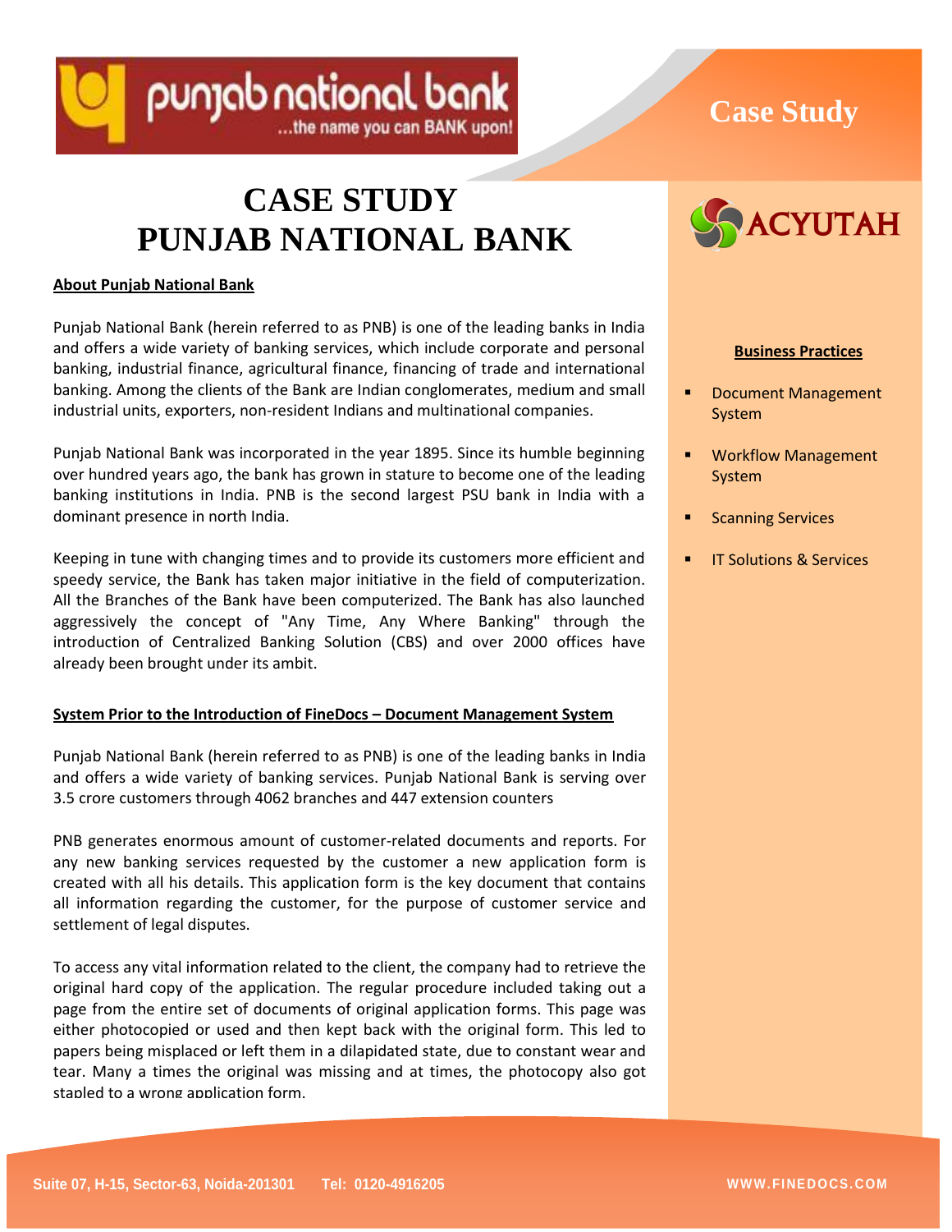# CASE STUDY
# PUNJAB NATIONAL BANK

**Business Practices**

- Document Management System
- Workflow Management System
- Scanning Services
- IT Solutions & Services

## About Punjab National Bank

Punjab National Bank (herein referred to as PNB) is one of the leading banks in India and offers a wide variety of banking services, which include corporate and personal banking, industrial finance, agricultural finance, financing of trade and international banking. Among the clients of the Bank are Indian conglomerates, medium and small industrial units, exporters, non-resident Indians and multinational companies.

Punjab National Bank was incorporated in the year 1895. Since its humble beginning over hundred years ago, the bank has grown in stature to become one of the leading banking institutions in India. PNB is the second largest PSU bank in India with a dominant presence in north India.

Keeping in tune with changing times and to provide its customers more efficient and speedy service, the Bank has taken major initiative in the field of computerization. All the Branches of the Bank have been computerized. The Bank has also launched aggressively the concept of "Any Time, Any Where Banking" through the introduction of Centralized Banking Solution (CBS) and over 2000 offices have already been brought under its ambit.

## System Prior to the Introduction of FineDocs – Document Management System

Punjab National Bank (herein referred to as PNB) is one of the leading banks in India and offers a wide variety of banking services. Punjab National Bank is serving over 3.5 crore customers through 4062 branches and 447 extension counters

PNB generates enormous amount of customer-related documents and reports. For any new banking services requested by the customer a new application form is created with all his details. This application form is the key document that contains all information regarding the customer, for the purpose of customer service and settlement of legal disputes.

To access any vital information related to the client, the company had to retrieve the original hard copy of the application. The regular procedure included taking out a page from the entire set of documents of original application forms. This page was either photocopied or used and then kept back with the original form. This led to papers being misplaced or left them in a dilapidated state, due to constant wear and tear. Many a times the original was missing and at times, the photocopy also got stapled to a wrong application form.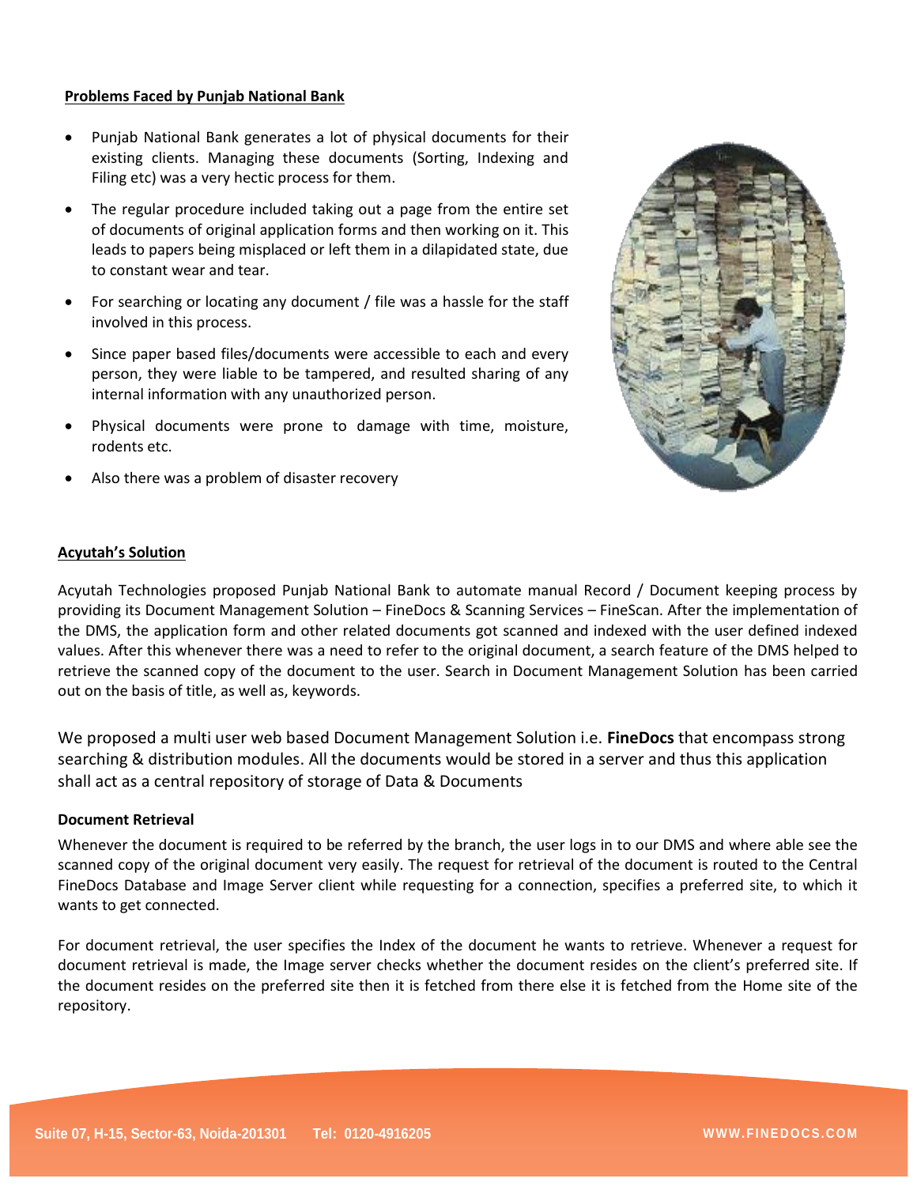## Problems Faced by Punjab National Bank

- Punjab National Bank generates a lot of physical documents for their existing clients. Managing these documents (Sorting, Indexing and Filing etc) was a very hectic process for them.
- The regular procedure included taking out a page from the entire set of documents of original application forms and then working on it. This leads to papers being misplaced or left them in a dilapidated state, due to constant wear and tear.
- For searching or locating any document / file was a hassle for the staff involved in this process.
- Since paper based files/documents were accessible to each and every person, they were liable to be tampered, and resulted sharing of any internal information with any unauthorized person.
- Physical documents were prone to damage with time, moisture, rodents etc.
- Also there was a problem of disaster recovery

## Acyutah's Solution

Acyutah Technologies proposed Punjab National Bank to automate manual Record / Document keeping process by providing its Document Management Solution – FineDocs & Scanning Services – FineScan. After the implementation of the DMS, the application form and other related documents got scanned and indexed with the user defined indexed values. After this whenever there was a need to refer to the original document, a search feature of the DMS helped to retrieve the scanned copy of the document to the user. Search in Document Management Solution has been carried out on the basis of title, as well as, keywords.

We proposed a multi user web based Document Management Solution i.e. **FineDocs** that encompass strong searching & distribution modules. All the documents would be stored in a server and thus this application shall act as a central repository of storage of Data & Documents

### Document Retrieval

Whenever the document is required to be referred by the branch, the user logs in to our DMS and where able see the scanned copy of the original document very easily. The request for retrieval of the document is routed to the Central FineDocs Database and Image Server client while requesting for a connection, specifies a preferred site, to which it wants to get connected.

For document retrieval, the user specifies the Index of the document he wants to retrieve. Whenever a request for document retrieval is made, the Image server checks whether the document resides on the client's preferred site. If the document resides on the preferred site then it is fetched from there else it is fetched from the Home site of the repository.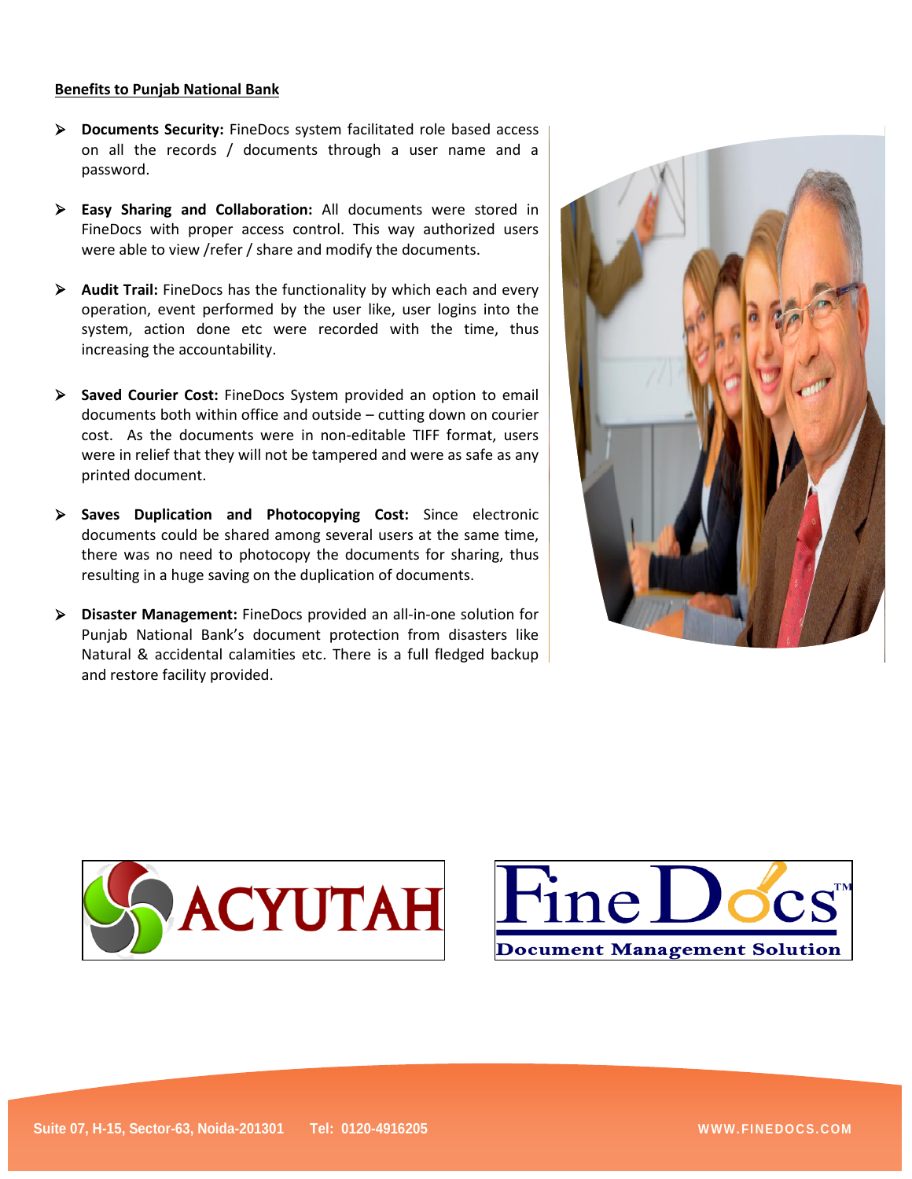## Benefits to Punjab National Bank

- **Documents Security:** FineDocs system facilitated role based access on all the records / documents through a user name and a password.
- **Easy Sharing and Collaboration:** All documents were stored in FineDocs with proper access control. This way authorized users were able to view /refer / share and modify the documents.
- **Audit Trail:** FineDocs has the functionality by which each and every operation, event performed by the user like, user logins into the system, action done etc were recorded with the time, thus increasing the accountability.
- **Saved Courier Cost:** FineDocs System provided an option to email documents both within office and outside – cutting down on courier cost. As the documents were in non-editable TIFF format, users were in relief that they will not be tampered and were as safe as any printed document.
- **Saves Duplication and Photocopying Cost:** Since electronic documents could be shared among several users at the same time, there was no need to photocopy the documents for sharing, thus resulting in a huge saving on the duplication of documents.
- **Disaster Management:** FineDocs provided an all-in-one solution for Punjab National Bank's document protection from disasters like Natural & accidental calamities etc. There is a full fledged backup and restore facility provided.

ACYUTAH

FineDocs™
Document Management Solution

Suite 07, H-15, Sector-63, Noida-201301 Tel: 0120-4916205 WWW.FINEDOCS.COM